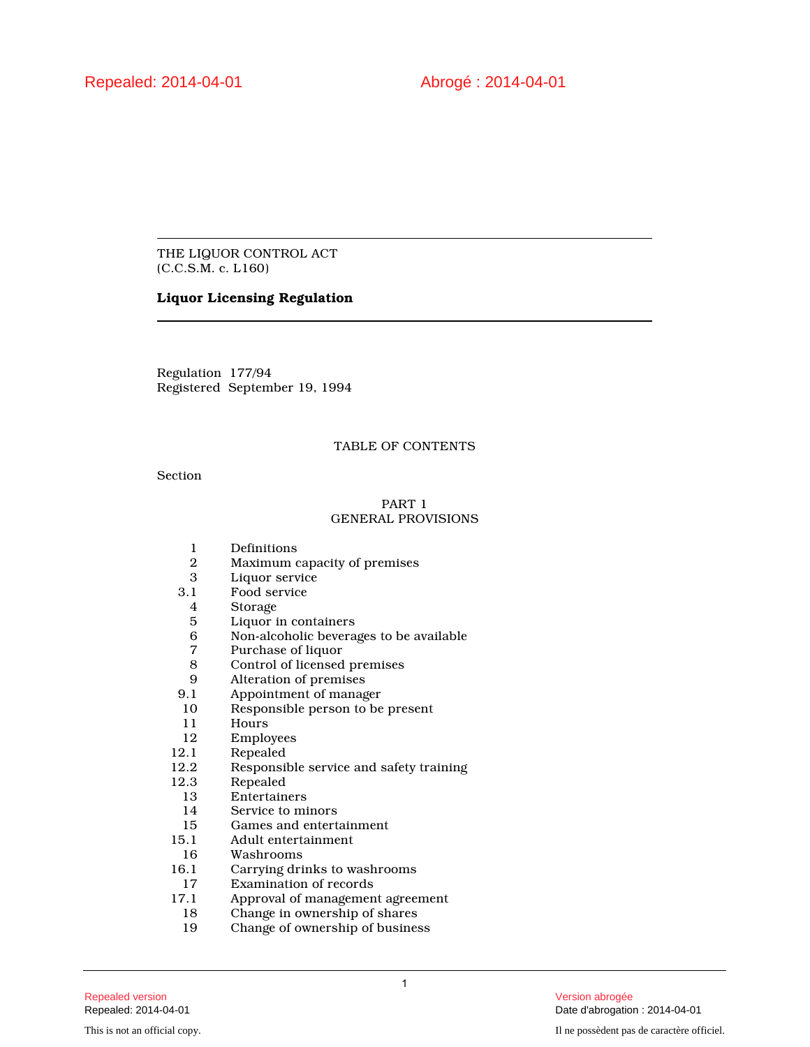Repealed: 2014-04-01 Abrogé : 2014-04-01

THE LIQUOR CONTROL ACT
(C.C.S.M. c. L160)

**Liquor Licensing Regulation**

Regulation 177/94
Registered September 19, 1994

TABLE OF CONTENTS

Section

PART 1
GENERAL PROVISIONS

| | |
|---|---|
| 1 | Definitions |
| 2 | Maximum capacity of premises |
| 3 | Liquor service |
| 3.1 | Food service |
| 4 | Storage |
| 5 | Liquor in containers |
| 6 | Non-alcoholic beverages to be available |
| 7 | Purchase of liquor |
| 8 | Control of licensed premises |
| 9 | Alteration of premises |
| 9.1 | Appointment of manager |
| 10 | Responsible person to be present |
| 11 | Hours |
| 12 | Employees |
| 12.1 | Repealed |
| 12.2 | Responsible service and safety training |
| 12.3 | Repealed |
| 13 | Entertainers |
| 14 | Service to minors |
| 15 | Games and entertainment |
| 15.1 | Adult entertainment |
| 16 | Washrooms |
| 16.1 | Carrying drinks to washrooms |
| 17 | Examination of records |
| 17.1 | Approval of management agreement |
| 18 | Change in ownership of shares |
| 19 | Change of ownership of business |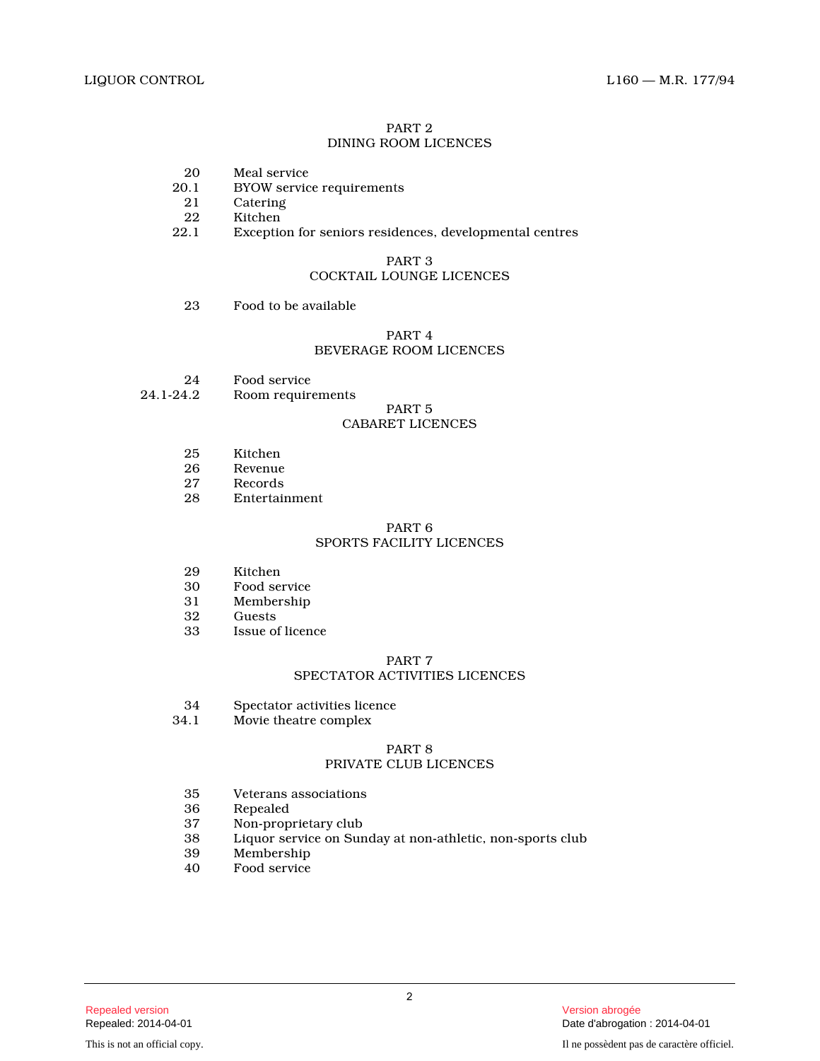## PART 2
## DINING ROOM LICENCES

| | |
|---|---|
| 20 | Meal service |
| 20.1 | BYOW service requirements |
| 21 | Catering |
| 22 | Kitchen |
| 22.1 | Exception for seniors residences, developmental centres |

## PART 3
## COCKTAIL LOUNGE LICENCES

| | |
|---|---|
| 23 | Food to be available |

## PART 4
## BEVERAGE ROOM LICENCES

| | |
|---|---|
| 24 | Food service |
| 24.1-24.2 | Room requirements |

## PART 5
## CABARET LICENCES

| | |
|---|---|
| 25 | Kitchen |
| 26 | Revenue |
| 27 | Records |
| 28 | Entertainment |

## PART 6
## SPORTS FACILITY LICENCES

| | |
|---|---|
| 29 | Kitchen |
| 30 | Food service |
| 31 | Membership |
| 32 | Guests |
| 33 | Issue of licence |

## PART 7
## SPECTATOR ACTIVITIES LICENCES

| | |
|---|---|
| 34 | Spectator activities licence |
| 34.1 | Movie theatre complex |

## PART 8
## PRIVATE CLUB LICENCES

| | |
|---|---|
| 35 | Veterans associations |
| 36 | Repealed |
| 37 | Non-proprietary club |
| 38 | Liquor service on Sunday at non-athletic, non-sports club |
| 39 | Membership |
| 40 | Food service |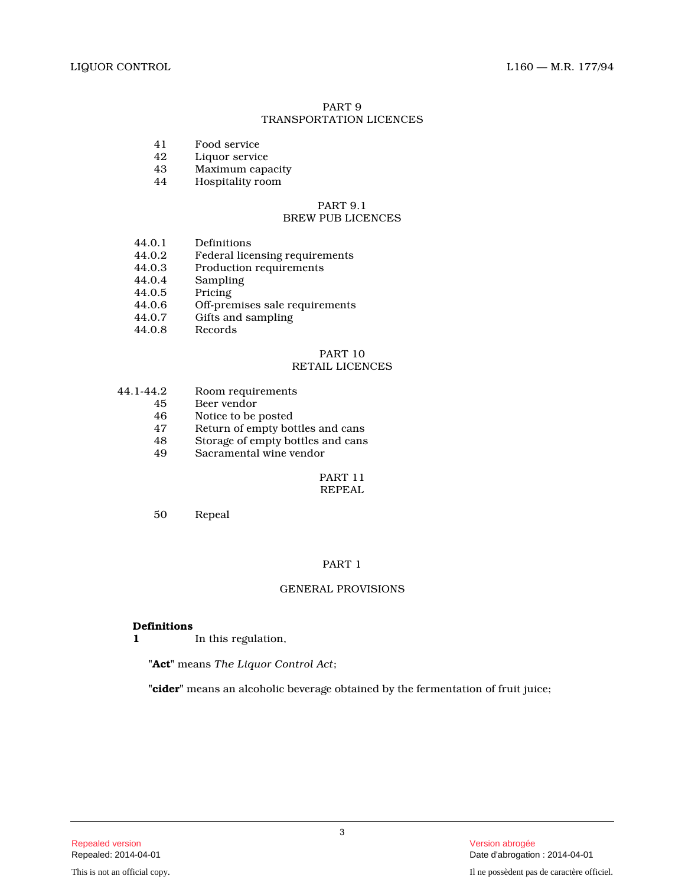PART 9
TRANSPORTATION LICENCES

41 Food service
42 Liquor service
43 Maximum capacity
44 Hospitality room

PART 9.1
BREW PUB LICENCES

44.0.1 Definitions
44.0.2 Federal licensing requirements
44.0.3 Production requirements
44.0.4 Sampling
44.0.5 Pricing
44.0.6 Off-premises sale requirements
44.0.7 Gifts and sampling
44.0.8 Records

PART 10
RETAIL LICENCES

44.1-44.2 Room requirements
45 Beer vendor
46 Notice to be posted
47 Return of empty bottles and cans
48 Storage of empty bottles and cans
49 Sacramental wine vendor

PART 11
REPEAL

50 Repeal

# PART 1

## GENERAL PROVISIONS

**Definitions**
**1** In this regulation,

"**Act**" means *The Liquor Control Act*;

"**cider**" means an alcoholic beverage obtained by the fermentation of fruit juice;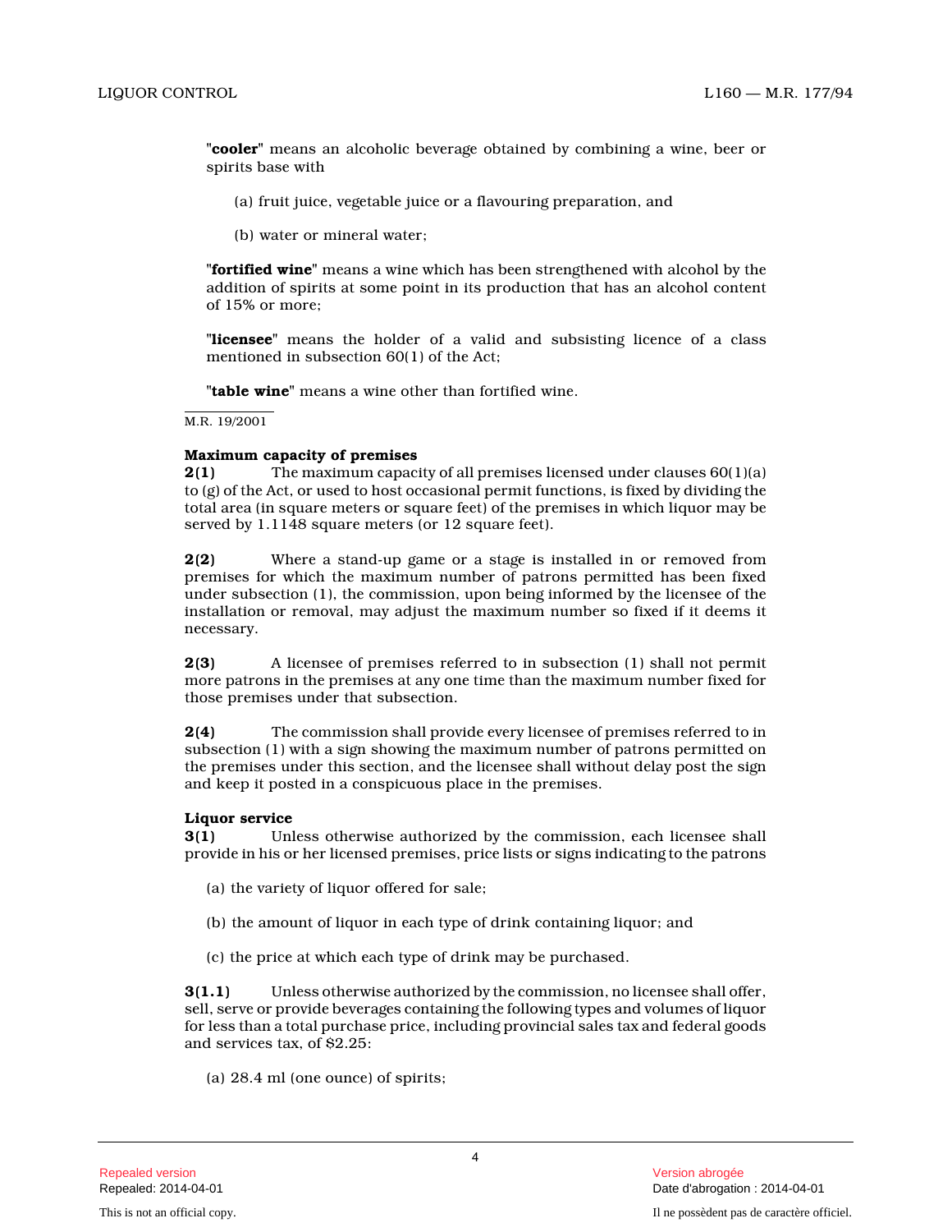"**cooler**" means an alcoholic beverage obtained by combining a wine, beer or spirits base with

(a) fruit juice, vegetable juice or a flavouring preparation, and

(b) water or mineral water;

"**fortified wine**" means a wine which has been strengthened with alcohol by the addition of spirits at some point in its production that has an alcohol content of 15% or more;

"**licensee**" means the holder of a valid and subsisting licence of a class mentioned in subsection 60(1) of the Act;

"**table wine**" means a wine other than fortified wine.

M.R. 19/2001

**Maximum capacity of premises**

**2(1)** The maximum capacity of all premises licensed under clauses 60(1)(a) to (g) of the Act, or used to host occasional permit functions, is fixed by dividing the total area (in square meters or square feet) of the premises in which liquor may be served by 1.1148 square meters (or 12 square feet).

**2(2)** Where a stand-up game or a stage is installed in or removed from premises for which the maximum number of patrons permitted has been fixed under subsection (1), the commission, upon being informed by the licensee of the installation or removal, may adjust the maximum number so fixed if it deems it necessary.

**2(3)** A licensee of premises referred to in subsection (1) shall not permit more patrons in the premises at any one time than the maximum number fixed for those premises under that subsection.

**2(4)** The commission shall provide every licensee of premises referred to in subsection (1) with a sign showing the maximum number of patrons permitted on the premises under this section, and the licensee shall without delay post the sign and keep it posted in a conspicuous place in the premises.

**Liquor service**

**3(1)** Unless otherwise authorized by the commission, each licensee shall provide in his or her licensed premises, price lists or signs indicating to the patrons

(a) the variety of liquor offered for sale;

(b) the amount of liquor in each type of drink containing liquor; and

(c) the price at which each type of drink may be purchased.

**3(1.1)** Unless otherwise authorized by the commission, no licensee shall offer, sell, serve or provide beverages containing the following types and volumes of liquor for less than a total purchase price, including provincial sales tax and federal goods and services tax, of $2.25:

(a) 28.4 ml (one ounce) of spirits;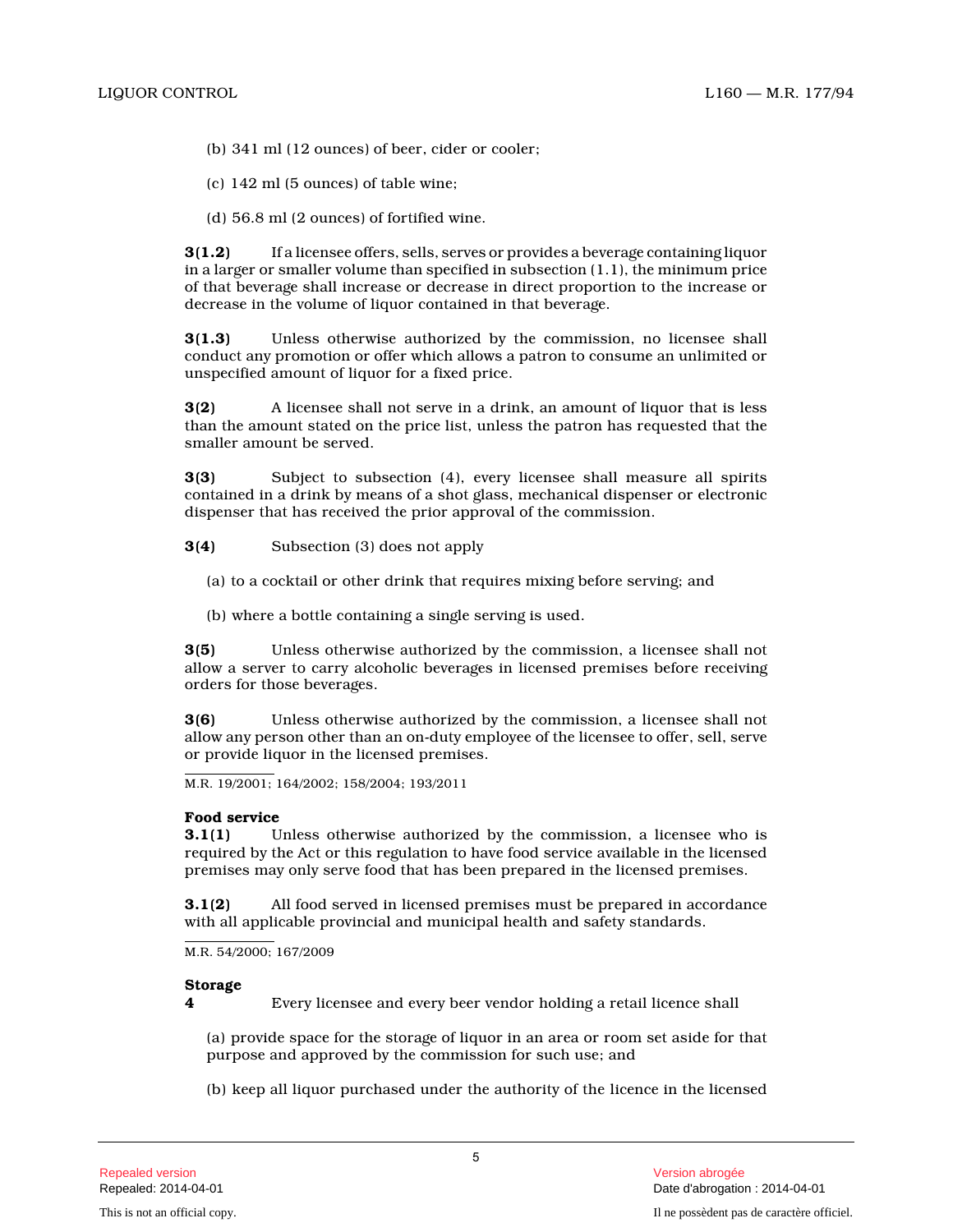(b) 341 ml (12 ounces) of beer, cider or cooler;

(c) 142 ml (5 ounces) of table wine;

(d) 56.8 ml (2 ounces) of fortified wine.

**3(1.2)** If a licensee offers, sells, serves or provides a beverage containing liquor in a larger or smaller volume than specified in subsection (1.1), the minimum price of that beverage shall increase or decrease in direct proportion to the increase or decrease in the volume of liquor contained in that beverage.

**3(1.3)** Unless otherwise authorized by the commission, no licensee shall conduct any promotion or offer which allows a patron to consume an unlimited or unspecified amount of liquor for a fixed price.

**3(2)** A licensee shall not serve in a drink, an amount of liquor that is less than the amount stated on the price list, unless the patron has requested that the smaller amount be served.

**3(3)** Subject to subsection (4), every licensee shall measure all spirits contained in a drink by means of a shot glass, mechanical dispenser or electronic dispenser that has received the prior approval of the commission.

**3(4)** Subsection (3) does not apply

(a) to a cocktail or other drink that requires mixing before serving; and

(b) where a bottle containing a single serving is used.

**3(5)** Unless otherwise authorized by the commission, a licensee shall not allow a server to carry alcoholic beverages in licensed premises before receiving orders for those beverages.

**3(6)** Unless otherwise authorized by the commission, a licensee shall not allow any person other than an on-duty employee of the licensee to offer, sell, serve or provide liquor in the licensed premises.

M.R. 19/2001; 164/2002; 158/2004; 193/2011

**Food service**

**3.1(1)** Unless otherwise authorized by the commission, a licensee who is required by the Act or this regulation to have food service available in the licensed premises may only serve food that has been prepared in the licensed premises.

**3.1(2)** All food served in licensed premises must be prepared in accordance with all applicable provincial and municipal health and safety standards.

M.R. 54/2000; 167/2009

**Storage**

**4** Every licensee and every beer vendor holding a retail licence shall

(a) provide space for the storage of liquor in an area or room set aside for that purpose and approved by the commission for such use; and

(b) keep all liquor purchased under the authority of the licence in the licensed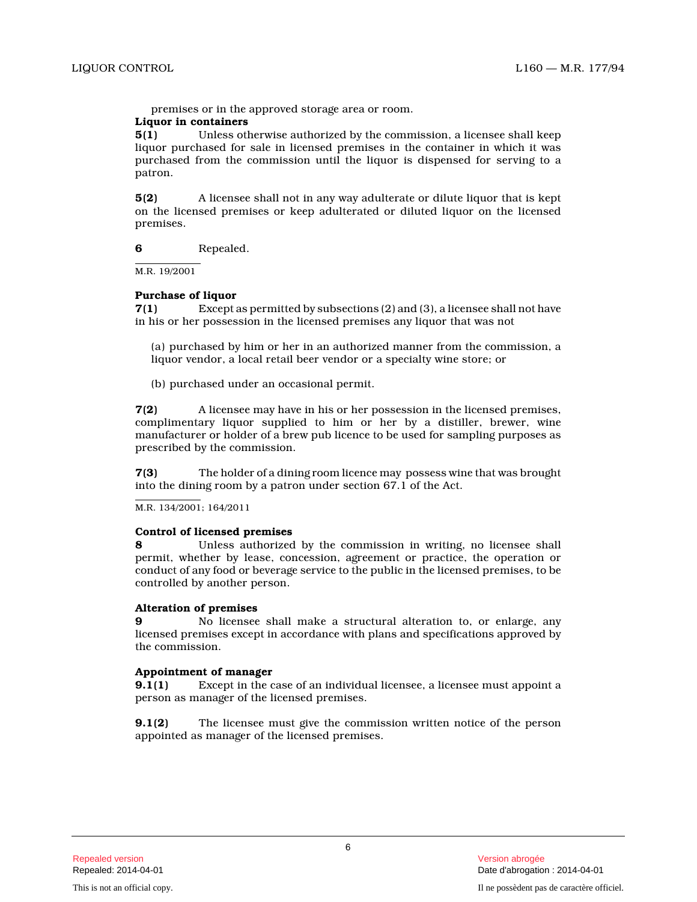premises or in the approved storage area or room.

**Liquor in containers**

**5(1)** Unless otherwise authorized by the commission, a licensee shall keep liquor purchased for sale in licensed premises in the container in which it was purchased from the commission until the liquor is dispensed for serving to a patron.

**5(2)** A licensee shall not in any way adulterate or dilute liquor that is kept on the licensed premises or keep adulterated or diluted liquor on the licensed premises.

**6** Repealed.

M.R. 19/2001

**Purchase of liquor**

**7(1)** Except as permitted by subsections (2) and (3), a licensee shall not have in his or her possession in the licensed premises any liquor that was not

(a) purchased by him or her in an authorized manner from the commission, a liquor vendor, a local retail beer vendor or a specialty wine store; or

(b) purchased under an occasional permit.

**7(2)** A licensee may have in his or her possession in the licensed premises, complimentary liquor supplied to him or her by a distiller, brewer, wine manufacturer or holder of a brew pub licence to be used for sampling purposes as prescribed by the commission.

**7(3)** The holder of a dining room licence may possess wine that was brought into the dining room by a patron under section 67.1 of the Act.

M.R. 134/2001; 164/2011

**Control of licensed premises**

**8** Unless authorized by the commission in writing, no licensee shall permit, whether by lease, concession, agreement or practice, the operation or conduct of any food or beverage service to the public in the licensed premises, to be controlled by another person.

**Alteration of premises**

**9** No licensee shall make a structural alteration to, or enlarge, any licensed premises except in accordance with plans and specifications approved by the commission.

**Appointment of manager**

**9.1(1)** Except in the case of an individual licensee, a licensee must appoint a person as manager of the licensed premises.

**9.1(2)** The licensee must give the commission written notice of the person appointed as manager of the licensed premises.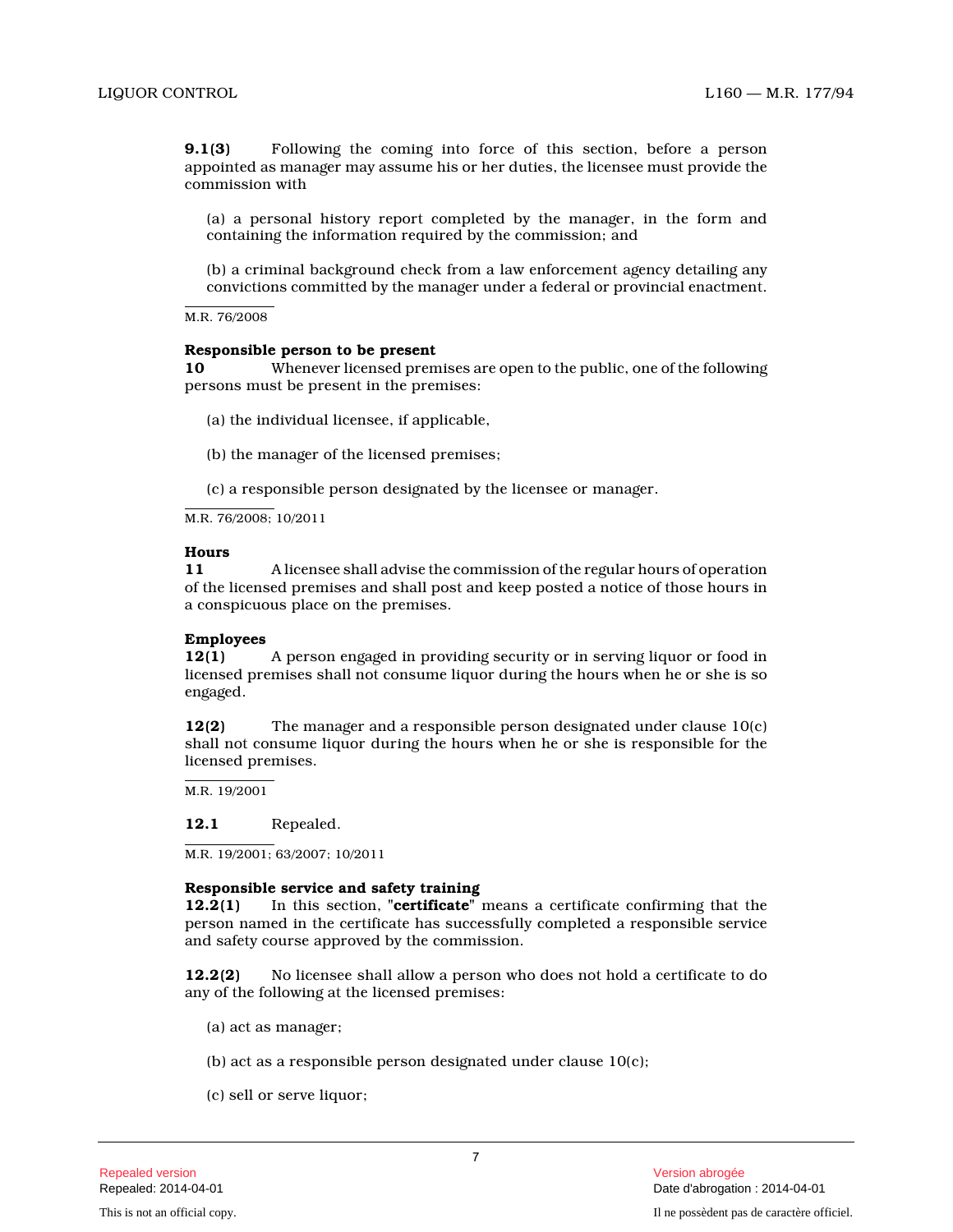**9.1(3)** Following the coming into force of this section, before a person appointed as manager may assume his or her duties, the licensee must provide the commission with

(a) a personal history report completed by the manager, in the form and containing the information required by the commission; and

(b) a criminal background check from a law enforcement agency detailing any convictions committed by the manager under a federal or provincial enactment.

M.R. 76/2008

**Responsible person to be present**

**10** Whenever licensed premises are open to the public, one of the following persons must be present in the premises:

(a) the individual licensee, if applicable,

(b) the manager of the licensed premises;

(c) a responsible person designated by the licensee or manager.

M.R. 76/2008; 10/2011

**Hours**

**11** A licensee shall advise the commission of the regular hours of operation of the licensed premises and shall post and keep posted a notice of those hours in a conspicuous place on the premises.

**Employees**

**12(1)** A person engaged in providing security or in serving liquor or food in licensed premises shall not consume liquor during the hours when he or she is so engaged.

**12(2)** The manager and a responsible person designated under clause 10(c) shall not consume liquor during the hours when he or she is responsible for the licensed premises.

M.R. 19/2001

**12.1** Repealed.

M.R. 19/2001; 63/2007; 10/2011

**Responsible service and safety training**

**12.2(1)** In this section, "**certificate**" means a certificate confirming that the person named in the certificate has successfully completed a responsible service and safety course approved by the commission.

**12.2(2)** No licensee shall allow a person who does not hold a certificate to do any of the following at the licensed premises:

(a) act as manager;

(b) act as a responsible person designated under clause 10(c);

(c) sell or serve liquor;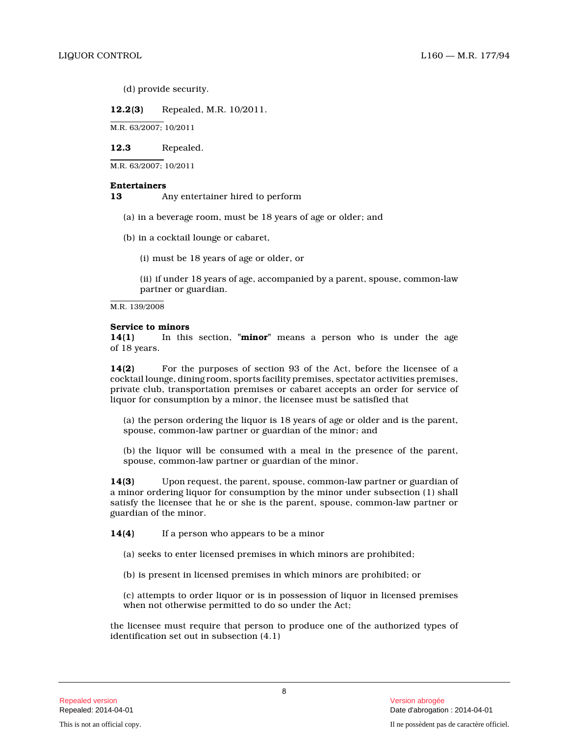(d) provide security.

**12.2(3)** Repealed, M.R. 10/2011.

M.R. 63/2007; 10/2011

**12.3** Repealed.

M.R. 63/2007; 10/2011

**Entertainers**

**13** Any entertainer hired to perform

(a) in a beverage room, must be 18 years of age or older; and

(b) in a cocktail lounge or cabaret,

(i) must be 18 years of age or older, or

(ii) if under 18 years of age, accompanied by a parent, spouse, common-law partner or guardian.

M.R. 139/2008

**Service to minors**

**14(1)** In this section, "**minor**" means a person who is under the age of 18 years.

**14(2)** For the purposes of section 93 of the Act, before the licensee of a cocktail lounge, dining room, sports facility premises, spectator activities premises, private club, transportation premises or cabaret accepts an order for service of liquor for consumption by a minor, the licensee must be satisfied that

(a) the person ordering the liquor is 18 years of age or older and is the parent, spouse, common-law partner or guardian of the minor; and

(b) the liquor will be consumed with a meal in the presence of the parent, spouse, common-law partner or guardian of the minor.

**14(3)** Upon request, the parent, spouse, common-law partner or guardian of a minor ordering liquor for consumption by the minor under subsection (1) shall satisfy the licensee that he or she is the parent, spouse, common-law partner or guardian of the minor.

**14(4)** If a person who appears to be a minor

(a) seeks to enter licensed premises in which minors are prohibited;

(b) is present in licensed premises in which minors are prohibited; or

(c) attempts to order liquor or is in possession of liquor in licensed premises when not otherwise permitted to do so under the Act;

the licensee must require that person to produce one of the authorized types of identification set out in subsection (4.1)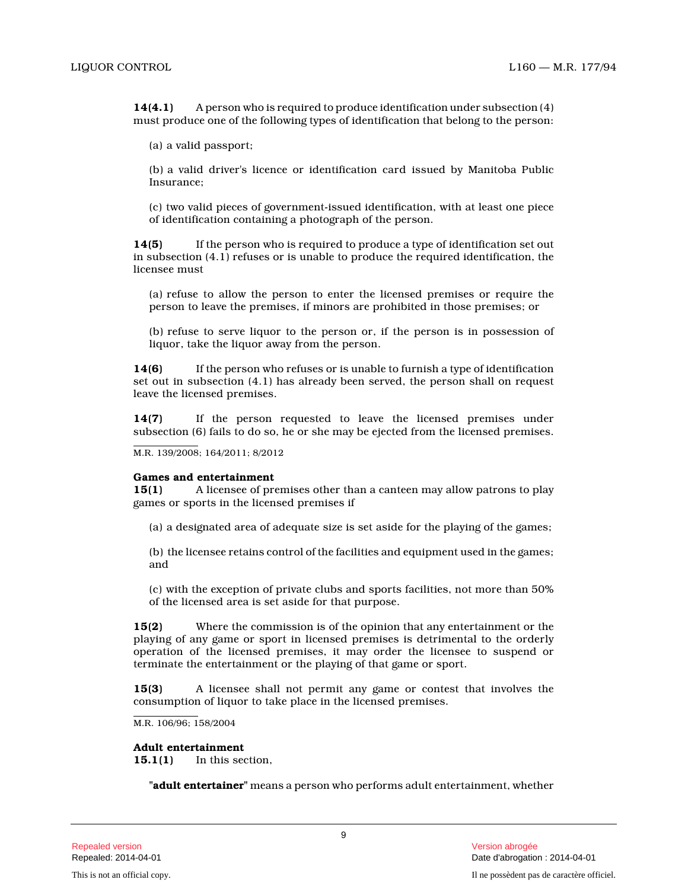**14(4.1)** A person who is required to produce identification under subsection (4) must produce one of the following types of identification that belong to the person:

(a) a valid passport;

(b) a valid driver's licence or identification card issued by Manitoba Public Insurance;

(c) two valid pieces of government-issued identification, with at least one piece of identification containing a photograph of the person.

**14(5)** If the person who is required to produce a type of identification set out in subsection (4.1) refuses or is unable to produce the required identification, the licensee must

(a) refuse to allow the person to enter the licensed premises or require the person to leave the premises, if minors are prohibited in those premises; or

(b) refuse to serve liquor to the person or, if the person is in possession of liquor, take the liquor away from the person.

**14(6)** If the person who refuses or is unable to furnish a type of identification set out in subsection (4.1) has already been served, the person shall on request leave the licensed premises.

**14(7)** If the person requested to leave the licensed premises under subsection (6) fails to do so, he or she may be ejected from the licensed premises.

M.R. 139/2008; 164/2011; 8/2012

**Games and entertainment**
**15(1)** A licensee of premises other than a canteen may allow patrons to play games or sports in the licensed premises if

(a) a designated area of adequate size is set aside for the playing of the games;

(b) the licensee retains control of the facilities and equipment used in the games; and

(c) with the exception of private clubs and sports facilities, not more than 50% of the licensed area is set aside for that purpose.

**15(2)** Where the commission is of the opinion that any entertainment or the playing of any game or sport in licensed premises is detrimental to the orderly operation of the licensed premises, it may order the licensee to suspend or terminate the entertainment or the playing of that game or sport.

**15(3)** A licensee shall not permit any game or contest that involves the consumption of liquor to take place in the licensed premises.

M.R. 106/96; 158/2004

**Adult entertainment**
**15.1(1)** In this section,

"**adult entertainer**" means a person who performs adult entertainment, whether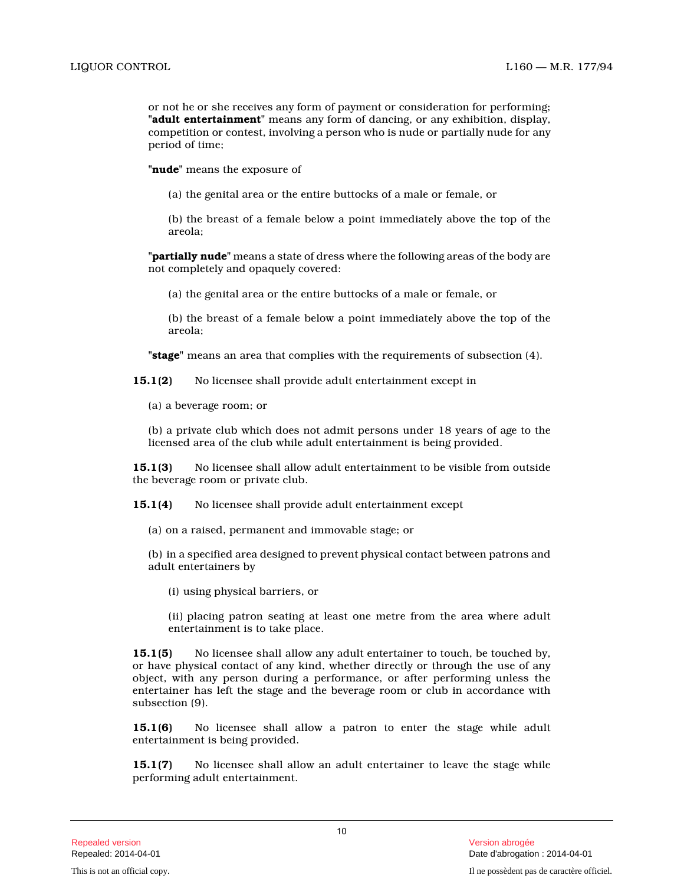or not he or she receives any form of payment or consideration for performing;

"**adult entertainment**" means any form of dancing, or any exhibition, display, competition or contest, involving a person who is nude or partially nude for any period of time;

"**nude**" means the exposure of

(a) the genital area or the entire buttocks of a male or female, or

(b) the breast of a female below a point immediately above the top of the areola;

"**partially nude**" means a state of dress where the following areas of the body are not completely and opaquely covered:

(a) the genital area or the entire buttocks of a male or female, or

(b) the breast of a female below a point immediately above the top of the areola;

"**stage**" means an area that complies with the requirements of subsection (4).

**15.1(2)** No licensee shall provide adult entertainment except in

(a) a beverage room; or

(b) a private club which does not admit persons under 18 years of age to the licensed area of the club while adult entertainment is being provided.

**15.1(3)** No licensee shall allow adult entertainment to be visible from outside the beverage room or private club.

**15.1(4)** No licensee shall provide adult entertainment except

(a) on a raised, permanent and immovable stage; or

(b) in a specified area designed to prevent physical contact between patrons and adult entertainers by

(i) using physical barriers, or

(ii) placing patron seating at least one metre from the area where adult entertainment is to take place.

**15.1(5)** No licensee shall allow any adult entertainer to touch, be touched by, or have physical contact of any kind, whether directly or through the use of any object, with any person during a performance, or after performing unless the entertainer has left the stage and the beverage room or club in accordance with subsection (9).

**15.1(6)** No licensee shall allow a patron to enter the stage while adult entertainment is being provided.

**15.1(7)** No licensee shall allow an adult entertainer to leave the stage while performing adult entertainment.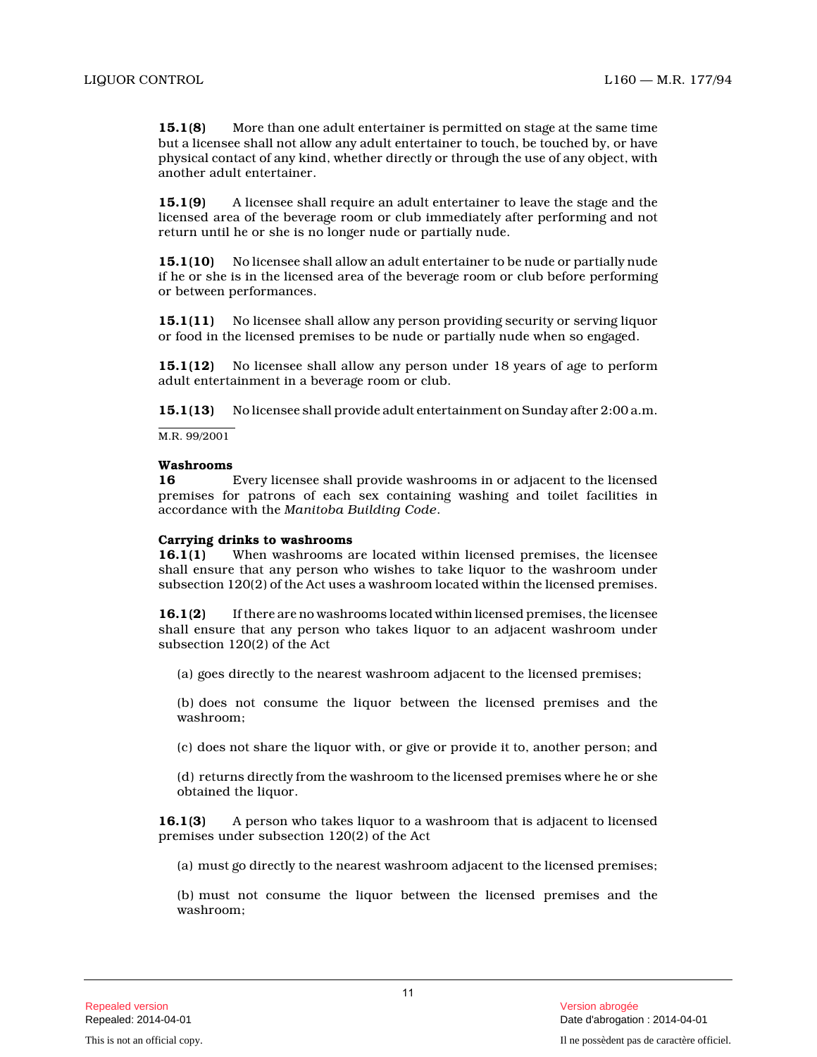**15.1(8)** More than one adult entertainer is permitted on stage at the same time but a licensee shall not allow any adult entertainer to touch, be touched by, or have physical contact of any kind, whether directly or through the use of any object, with another adult entertainer.

**15.1(9)** A licensee shall require an adult entertainer to leave the stage and the licensed area of the beverage room or club immediately after performing and not return until he or she is no longer nude or partially nude.

**15.1(10)** No licensee shall allow an adult entertainer to be nude or partially nude if he or she is in the licensed area of the beverage room or club before performing or between performances.

**15.1(11)** No licensee shall allow any person providing security or serving liquor or food in the licensed premises to be nude or partially nude when so engaged.

**15.1(12)** No licensee shall allow any person under 18 years of age to perform adult entertainment in a beverage room or club.

**15.1(13)** No licensee shall provide adult entertainment on Sunday after 2:00 a.m.

M.R. 99/2001

**Washrooms**

**16** Every licensee shall provide washrooms in or adjacent to the licensed premises for patrons of each sex containing washing and toilet facilities in accordance with the *Manitoba Building Code*.

**Carrying drinks to washrooms**

**16.1(1)** When washrooms are located within licensed premises, the licensee shall ensure that any person who wishes to take liquor to the washroom under subsection 120(2) of the Act uses a washroom located within the licensed premises.

**16.1(2)** If there are no washrooms located within licensed premises, the licensee shall ensure that any person who takes liquor to an adjacent washroom under subsection 120(2) of the Act

(a) goes directly to the nearest washroom adjacent to the licensed premises;

(b) does not consume the liquor between the licensed premises and the washroom;

(c) does not share the liquor with, or give or provide it to, another person; and

(d) returns directly from the washroom to the licensed premises where he or she obtained the liquor.

**16.1(3)** A person who takes liquor to a washroom that is adjacent to licensed premises under subsection 120(2) of the Act

(a) must go directly to the nearest washroom adjacent to the licensed premises;

(b) must not consume the liquor between the licensed premises and the washroom;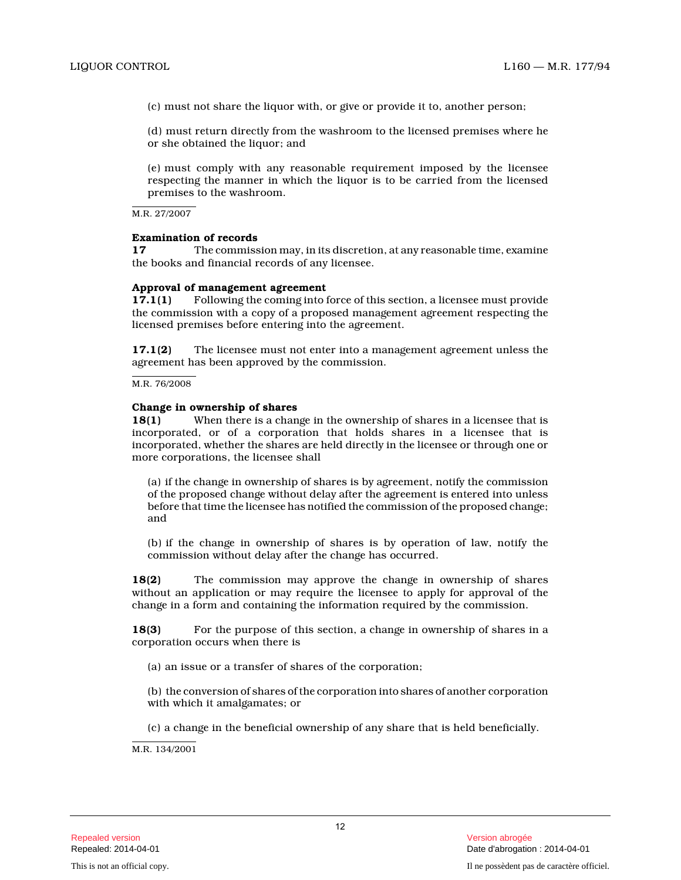(c) must not share the liquor with, or give or provide it to, another person;

(d) must return directly from the washroom to the licensed premises where he or she obtained the liquor; and

(e) must comply with any reasonable requirement imposed by the licensee respecting the manner in which the liquor is to be carried from the licensed premises to the washroom.

M.R. 27/2007

**Examination of records**

**17** The commission may, in its discretion, at any reasonable time, examine the books and financial records of any licensee.

**Approval of management agreement**

**17.1(1)** Following the coming into force of this section, a licensee must provide the commission with a copy of a proposed management agreement respecting the licensed premises before entering into the agreement.

**17.1(2)** The licensee must not enter into a management agreement unless the agreement has been approved by the commission.

M.R. 76/2008

**Change in ownership of shares**

**18(1)** When there is a change in the ownership of shares in a licensee that is incorporated, or of a corporation that holds shares in a licensee that is incorporated, whether the shares are held directly in the licensee or through one or more corporations, the licensee shall

(a) if the change in ownership of shares is by agreement, notify the commission of the proposed change without delay after the agreement is entered into unless before that time the licensee has notified the commission of the proposed change; and

(b) if the change in ownership of shares is by operation of law, notify the commission without delay after the change has occurred.

**18(2)** The commission may approve the change in ownership of shares without an application or may require the licensee to apply for approval of the change in a form and containing the information required by the commission.

**18(3)** For the purpose of this section, a change in ownership of shares in a corporation occurs when there is

(a) an issue or a transfer of shares of the corporation;

(b) the conversion of shares of the corporation into shares of another corporation with which it amalgamates; or

(c) a change in the beneficial ownership of any share that is held beneficially.

M.R. 134/2001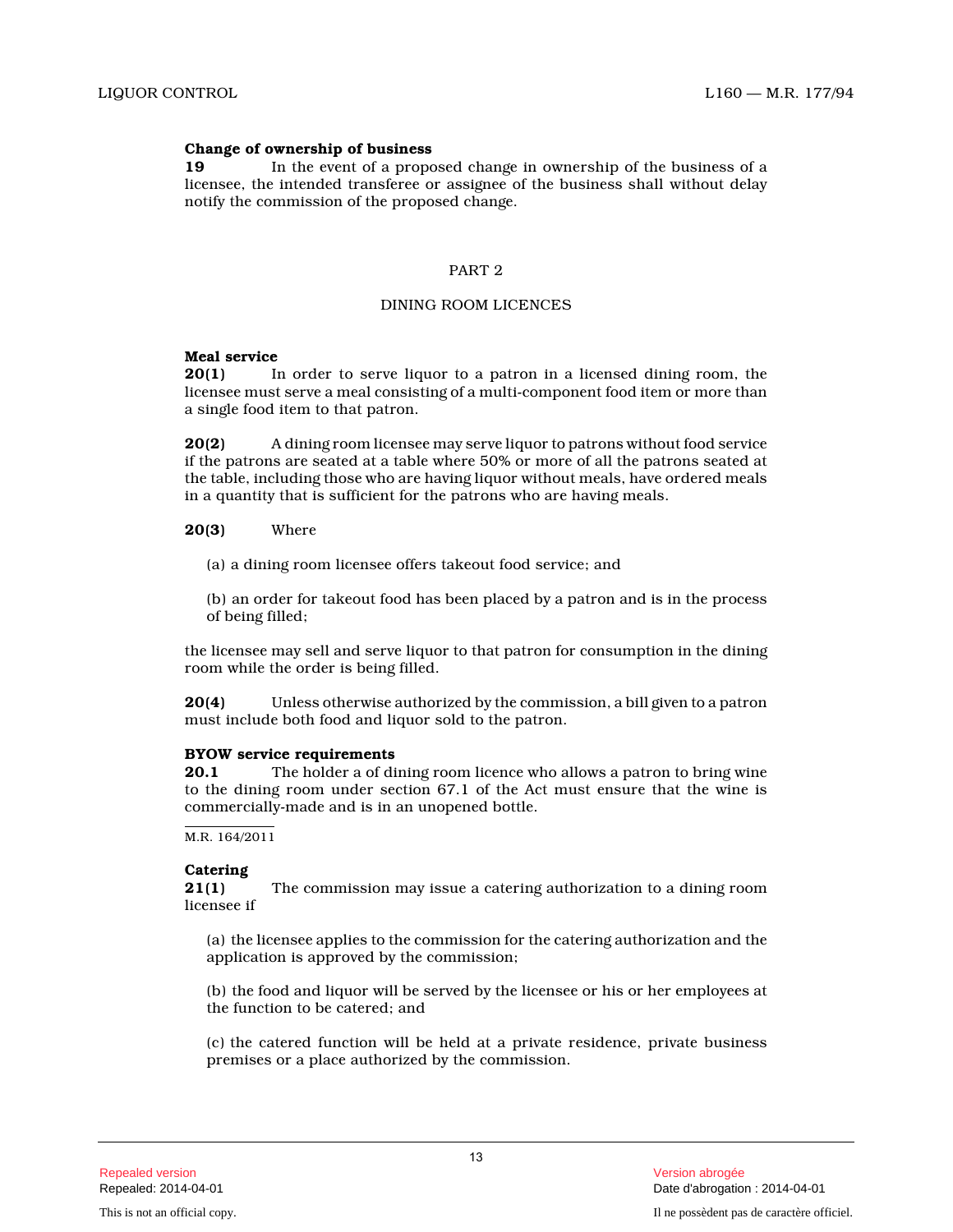**Change of ownership of business**
**19** In the event of a proposed change in ownership of the business of a licensee, the intended transferee or assignee of the business shall without delay notify the commission of the proposed change.

PART 2

DINING ROOM LICENCES

**Meal service**
**20(1)** In order to serve liquor to a patron in a licensed dining room, the licensee must serve a meal consisting of a multi-component food item or more than a single food item to that patron.

**20(2)** A dining room licensee may serve liquor to patrons without food service if the patrons are seated at a table where 50% or more of all the patrons seated at the table, including those who are having liquor without meals, have ordered meals in a quantity that is sufficient for the patrons who are having meals.

**20(3)** Where

(a) a dining room licensee offers takeout food service; and

(b) an order for takeout food has been placed by a patron and is in the process of being filled;

the licensee may sell and serve liquor to that patron for consumption in the dining room while the order is being filled.

**20(4)** Unless otherwise authorized by the commission, a bill given to a patron must include both food and liquor sold to the patron.

**BYOW service requirements**
**20.1** The holder a of dining room licence who allows a patron to bring wine to the dining room under section 67.1 of the Act must ensure that the wine is commercially-made and is in an unopened bottle.

M.R. 164/2011

**Catering**
**21(1)** The commission may issue a catering authorization to a dining room licensee if

(a) the licensee applies to the commission for the catering authorization and the application is approved by the commission;

(b) the food and liquor will be served by the licensee or his or her employees at the function to be catered; and

(c) the catered function will be held at a private residence, private business premises or a place authorized by the commission.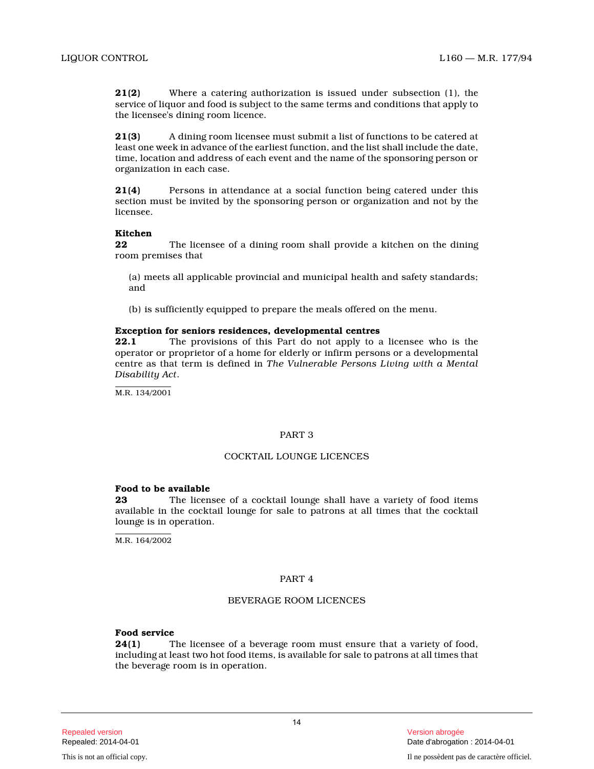**21(2)** Where a catering authorization is issued under subsection (1), the service of liquor and food is subject to the same terms and conditions that apply to the licensee's dining room licence.

**21(3)** A dining room licensee must submit a list of functions to be catered at least one week in advance of the earliest function, and the list shall include the date, time, location and address of each event and the name of the sponsoring person or organization in each case.

**21(4)** Persons in attendance at a social function being catered under this section must be invited by the sponsoring person or organization and not by the licensee.

**Kitchen**

**22** The licensee of a dining room shall provide a kitchen on the dining room premises that

(a) meets all applicable provincial and municipal health and safety standards; and

(b) is sufficiently equipped to prepare the meals offered on the menu.

**Exception for seniors residences, developmental centres**

**22.1** The provisions of this Part do not apply to a licensee who is the operator or proprietor of a home for elderly or infirm persons or a developmental centre as that term is defined in *The Vulnerable Persons Living with a Mental Disability Act*.

M.R. 134/2001

## PART 3

## COCKTAIL LOUNGE LICENCES

**Food to be available**

**23** The licensee of a cocktail lounge shall have a variety of food items available in the cocktail lounge for sale to patrons at all times that the cocktail lounge is in operation.

M.R. 164/2002

## PART 4

## BEVERAGE ROOM LICENCES

**Food service**

**24(1)** The licensee of a beverage room must ensure that a variety of food, including at least two hot food items, is available for sale to patrons at all times that the beverage room is in operation.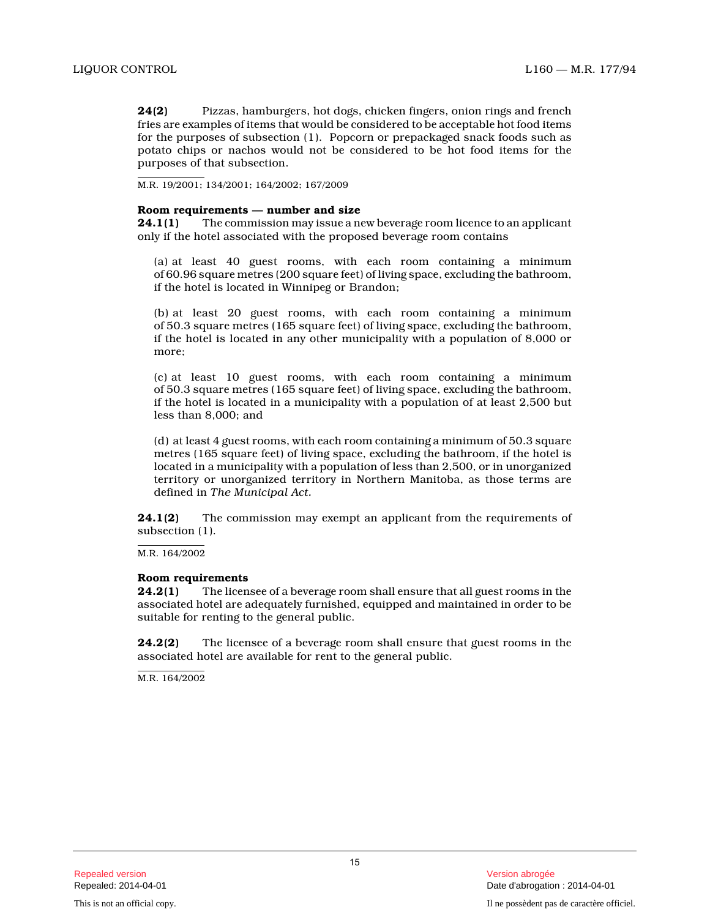**24(2)** Pizzas, hamburgers, hot dogs, chicken fingers, onion rings and french fries are examples of items that would be considered to be acceptable hot food items for the purposes of subsection (1). Popcorn or prepackaged snack foods such as potato chips or nachos would not be considered to be hot food items for the purposes of that subsection.

M.R. 19/2001; 134/2001; 164/2002; 167/2009

**Room requirements — number and size**

**24.1(1)** The commission may issue a new beverage room licence to an applicant only if the hotel associated with the proposed beverage room contains

(a) at least 40 guest rooms, with each room containing a minimum of 60.96 square metres (200 square feet) of living space, excluding the bathroom, if the hotel is located in Winnipeg or Brandon;

(b) at least 20 guest rooms, with each room containing a minimum of 50.3 square metres (165 square feet) of living space, excluding the bathroom, if the hotel is located in any other municipality with a population of 8,000 or more;

(c) at least 10 guest rooms, with each room containing a minimum of 50.3 square metres (165 square feet) of living space, excluding the bathroom, if the hotel is located in a municipality with a population of at least 2,500 but less than 8,000; and

(d) at least 4 guest rooms, with each room containing a minimum of 50.3 square metres (165 square feet) of living space, excluding the bathroom, if the hotel is located in a municipality with a population of less than 2,500, or in unorganized territory or unorganized territory in Northern Manitoba, as those terms are defined in *The Municipal Act*.

**24.1(2)** The commission may exempt an applicant from the requirements of subsection (1).

M.R. 164/2002

**Room requirements**

**24.2(1)** The licensee of a beverage room shall ensure that all guest rooms in the associated hotel are adequately furnished, equipped and maintained in order to be suitable for renting to the general public.

**24.2(2)** The licensee of a beverage room shall ensure that guest rooms in the associated hotel are available for rent to the general public.

M.R. 164/2002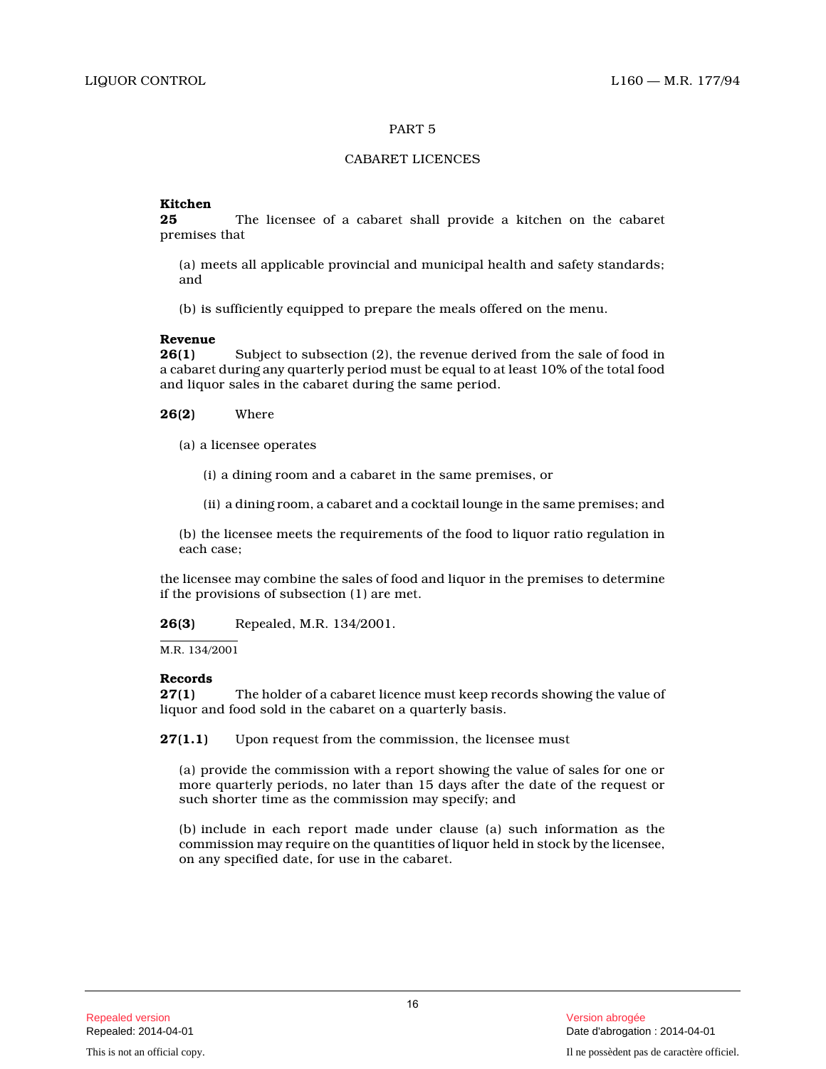## PART 5

## CABARET LICENCES

**Kitchen**
**25** The licensee of a cabaret shall provide a kitchen on the cabaret premises that

(a) meets all applicable provincial and municipal health and safety standards; and

(b) is sufficiently equipped to prepare the meals offered on the menu.

**Revenue**
**26(1)** Subject to subsection (2), the revenue derived from the sale of food in a cabaret during any quarterly period must be equal to at least 10% of the total food and liquor sales in the cabaret during the same period.

**26(2)** Where

(a) a licensee operates

(i) a dining room and a cabaret in the same premises, or

(ii) a dining room, a cabaret and a cocktail lounge in the same premises; and

(b) the licensee meets the requirements of the food to liquor ratio regulation in each case;

the licensee may combine the sales of food and liquor in the premises to determine if the provisions of subsection (1) are met.

**26(3)** Repealed, M.R. 134/2001.

M.R. 134/2001

**Records**
**27(1)** The holder of a cabaret licence must keep records showing the value of liquor and food sold in the cabaret on a quarterly basis.

**27(1.1)** Upon request from the commission, the licensee must

(a) provide the commission with a report showing the value of sales for one or more quarterly periods, no later than 15 days after the date of the request or such shorter time as the commission may specify; and

(b) include in each report made under clause (a) such information as the commission may require on the quantities of liquor held in stock by the licensee, on any specified date, for use in the cabaret.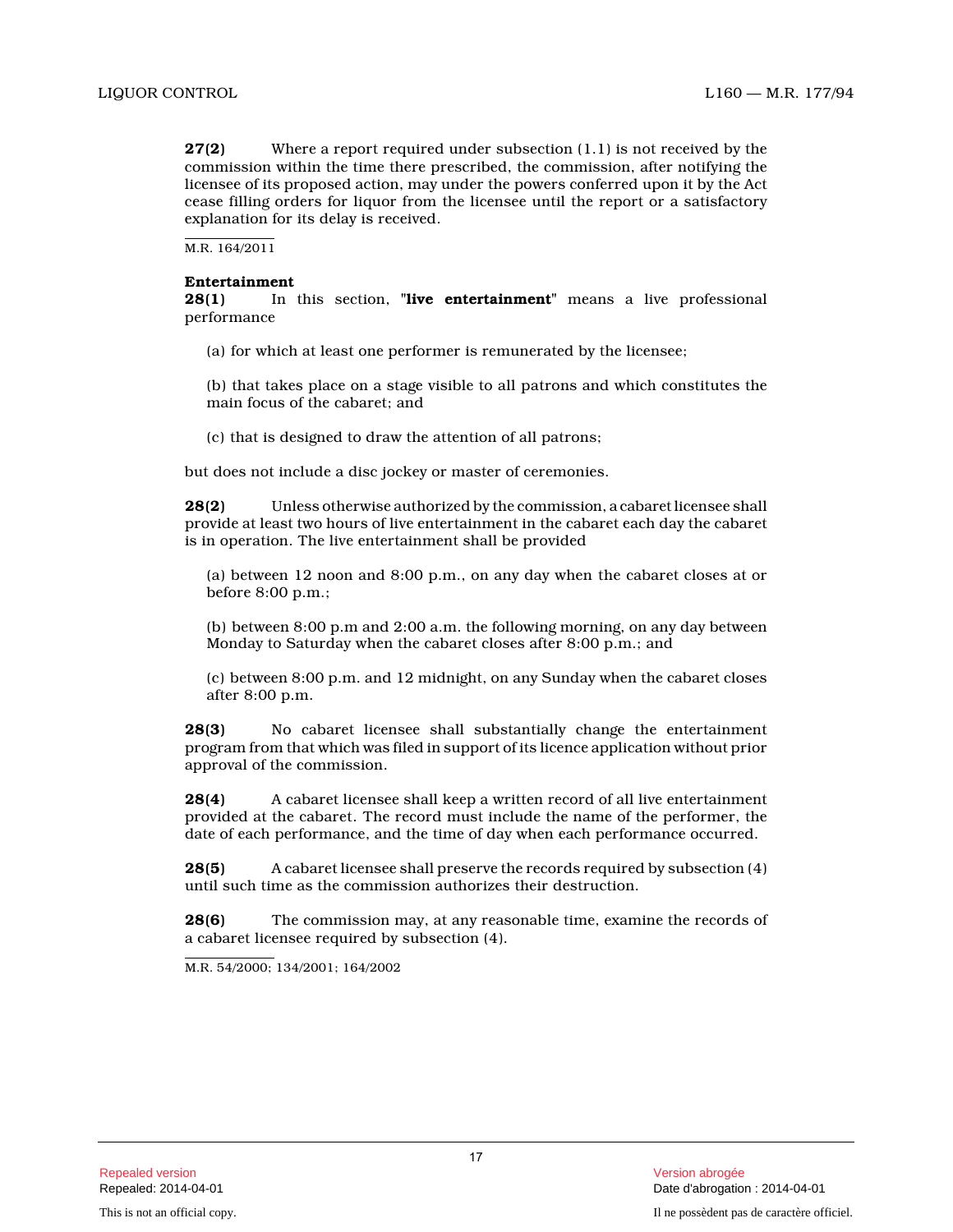**27(2)** Where a report required under subsection (1.1) is not received by the commission within the time there prescribed, the commission, after notifying the licensee of its proposed action, may under the powers conferred upon it by the Act cease filling orders for liquor from the licensee until the report or a satisfactory explanation for its delay is received.

M.R. 164/2011

**Entertainment**

**28(1)** In this section, "**live entertainment**" means a live professional performance

(a) for which at least one performer is remunerated by the licensee;

(b) that takes place on a stage visible to all patrons and which constitutes the main focus of the cabaret; and

(c) that is designed to draw the attention of all patrons;

but does not include a disc jockey or master of ceremonies.

**28(2)** Unless otherwise authorized by the commission, a cabaret licensee shall provide at least two hours of live entertainment in the cabaret each day the cabaret is in operation. The live entertainment shall be provided

(a) between 12 noon and 8:00 p.m., on any day when the cabaret closes at or before 8:00 p.m.;

(b) between 8:00 p.m and 2:00 a.m. the following morning, on any day between Monday to Saturday when the cabaret closes after 8:00 p.m.; and

(c) between 8:00 p.m. and 12 midnight, on any Sunday when the cabaret closes after 8:00 p.m.

**28(3)** No cabaret licensee shall substantially change the entertainment program from that which was filed in support of its licence application without prior approval of the commission.

**28(4)** A cabaret licensee shall keep a written record of all live entertainment provided at the cabaret. The record must include the name of the performer, the date of each performance, and the time of day when each performance occurred.

**28(5)** A cabaret licensee shall preserve the records required by subsection (4) until such time as the commission authorizes their destruction.

**28(6)** The commission may, at any reasonable time, examine the records of a cabaret licensee required by subsection (4).

M.R. 54/2000; 134/2001; 164/2002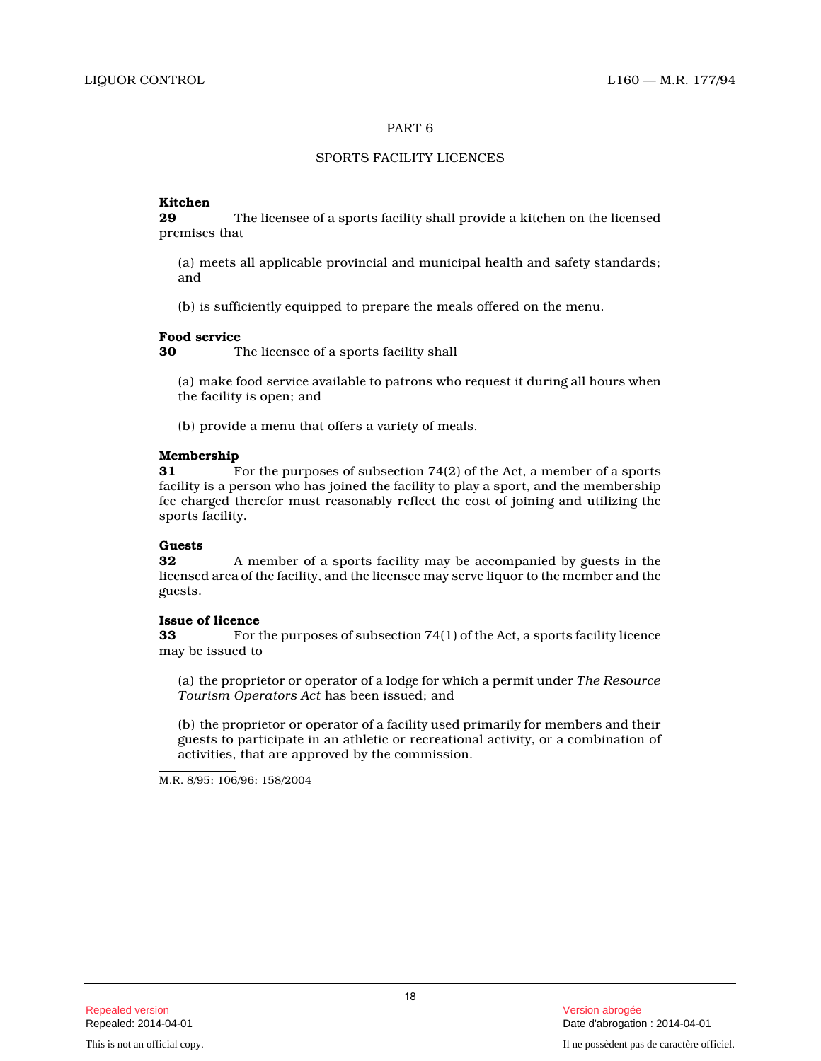## PART 6

## SPORTS FACILITY LICENCES

**Kitchen**
**29** The licensee of a sports facility shall provide a kitchen on the licensed premises that

(a) meets all applicable provincial and municipal health and safety standards; and

(b) is sufficiently equipped to prepare the meals offered on the menu.

**Food service**
**30** The licensee of a sports facility shall

(a) make food service available to patrons who request it during all hours when the facility is open; and

(b) provide a menu that offers a variety of meals.

**Membership**
**31** For the purposes of subsection 74(2) of the Act, a member of a sports facility is a person who has joined the facility to play a sport, and the membership fee charged therefor must reasonably reflect the cost of joining and utilizing the sports facility.

**Guests**
**32** A member of a sports facility may be accompanied by guests in the licensed area of the facility, and the licensee may serve liquor to the member and the guests.

**Issue of licence**
**33** For the purposes of subsection 74(1) of the Act, a sports facility licence may be issued to

(a) the proprietor or operator of a lodge for which a permit under *The Resource Tourism Operators Act* has been issued; and

(b) the proprietor or operator of a facility used primarily for members and their guests to participate in an athletic or recreational activity, or a combination of activities, that are approved by the commission.

M.R. 8/95; 106/96; 158/2004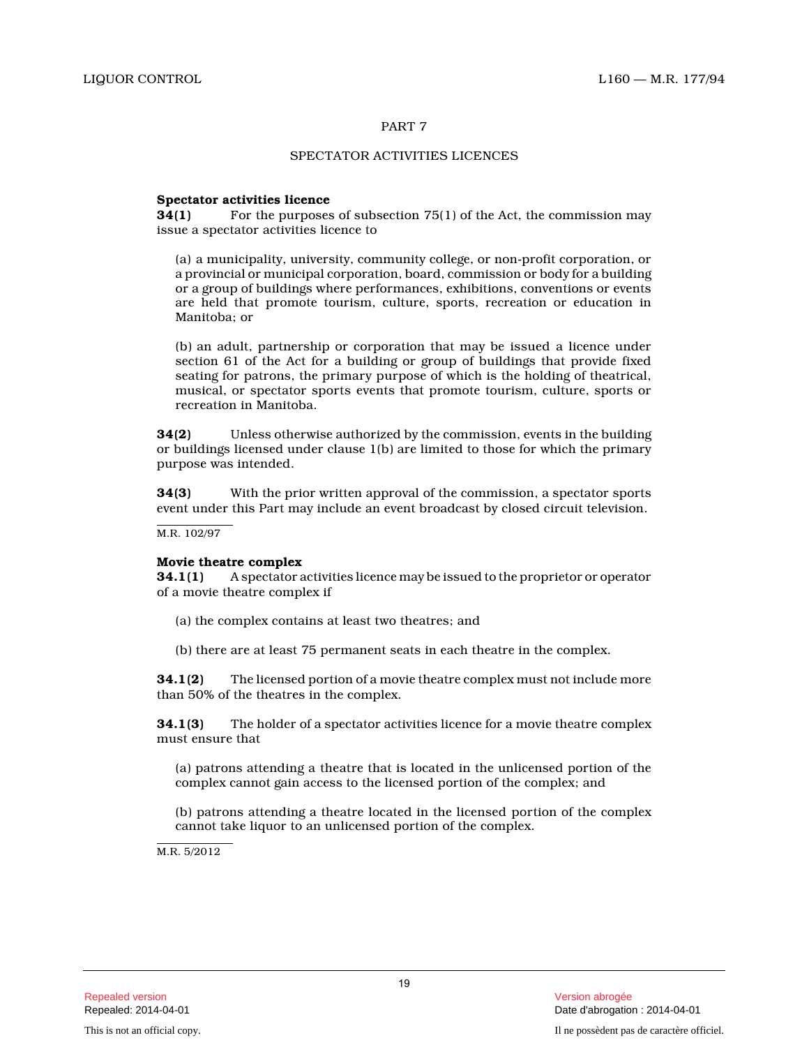## PART 7

## SPECTATOR ACTIVITIES LICENCES

**Spectator activities licence**

**34(1)** For the purposes of subsection 75(1) of the Act, the commission may issue a spectator activities licence to

(a) a municipality, university, community college, or non-profit corporation, or a provincial or municipal corporation, board, commission or body for a building or a group of buildings where performances, exhibitions, conventions or events are held that promote tourism, culture, sports, recreation or education in Manitoba; or

(b) an adult, partnership or corporation that may be issued a licence under section 61 of the Act for a building or group of buildings that provide fixed seating for patrons, the primary purpose of which is the holding of theatrical, musical, or spectator sports events that promote tourism, culture, sports or recreation in Manitoba.

**34(2)** Unless otherwise authorized by the commission, events in the building or buildings licensed under clause 1(b) are limited to those for which the primary purpose was intended.

**34(3)** With the prior written approval of the commission, a spectator sports event under this Part may include an event broadcast by closed circuit television.

M.R. 102/97

**Movie theatre complex**

**34.1(1)** A spectator activities licence may be issued to the proprietor or operator of a movie theatre complex if

(a) the complex contains at least two theatres; and

(b) there are at least 75 permanent seats in each theatre in the complex.

**34.1(2)** The licensed portion of a movie theatre complex must not include more than 50% of the theatres in the complex.

**34.1(3)** The holder of a spectator activities licence for a movie theatre complex must ensure that

(a) patrons attending a theatre that is located in the unlicensed portion of the complex cannot gain access to the licensed portion of the complex; and

(b) patrons attending a theatre located in the licensed portion of the complex cannot take liquor to an unlicensed portion of the complex.

M.R. 5/2012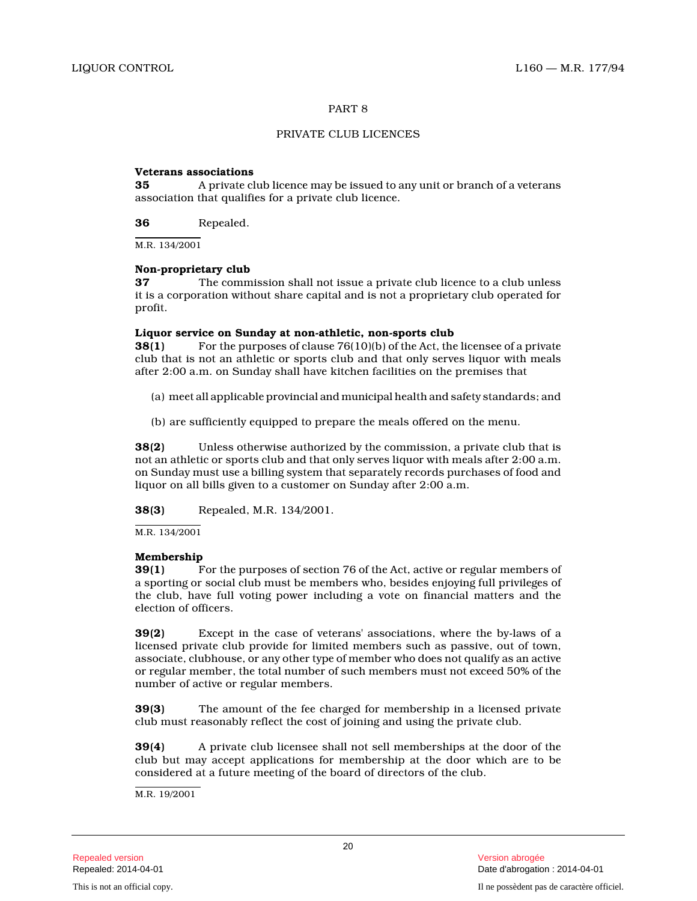## PART 8

## PRIVATE CLUB LICENCES

**Veterans associations**

**35** A private club licence may be issued to any unit or branch of a veterans association that qualifies for a private club licence.

**36** Repealed.

M.R. 134/2001

**Non-proprietary club**

**37** The commission shall not issue a private club licence to a club unless it is a corporation without share capital and is not a proprietary club operated for profit.

**Liquor service on Sunday at non-athletic, non-sports club**

**38(1)** For the purposes of clause 76(10)(b) of the Act, the licensee of a private club that is not an athletic or sports club and that only serves liquor with meals after 2:00 a.m. on Sunday shall have kitchen facilities on the premises that

(a) meet all applicable provincial and municipal health and safety standards; and

(b) are sufficiently equipped to prepare the meals offered on the menu.

**38(2)** Unless otherwise authorized by the commission, a private club that is not an athletic or sports club and that only serves liquor with meals after 2:00 a.m. on Sunday must use a billing system that separately records purchases of food and liquor on all bills given to a customer on Sunday after 2:00 a.m.

**38(3)** Repealed, M.R. 134/2001.

M.R. 134/2001

**Membership**

**39(1)** For the purposes of section 76 of the Act, active or regular members of a sporting or social club must be members who, besides enjoying full privileges of the club, have full voting power including a vote on financial matters and the election of officers.

**39(2)** Except in the case of veterans' associations, where the by-laws of a licensed private club provide for limited members such as passive, out of town, associate, clubhouse, or any other type of member who does not qualify as an active or regular member, the total number of such members must not exceed 50% of the number of active or regular members.

**39(3)** The amount of the fee charged for membership in a licensed private club must reasonably reflect the cost of joining and using the private club.

**39(4)** A private club licensee shall not sell memberships at the door of the club but may accept applications for membership at the door which are to be considered at a future meeting of the board of directors of the club.

M.R. 19/2001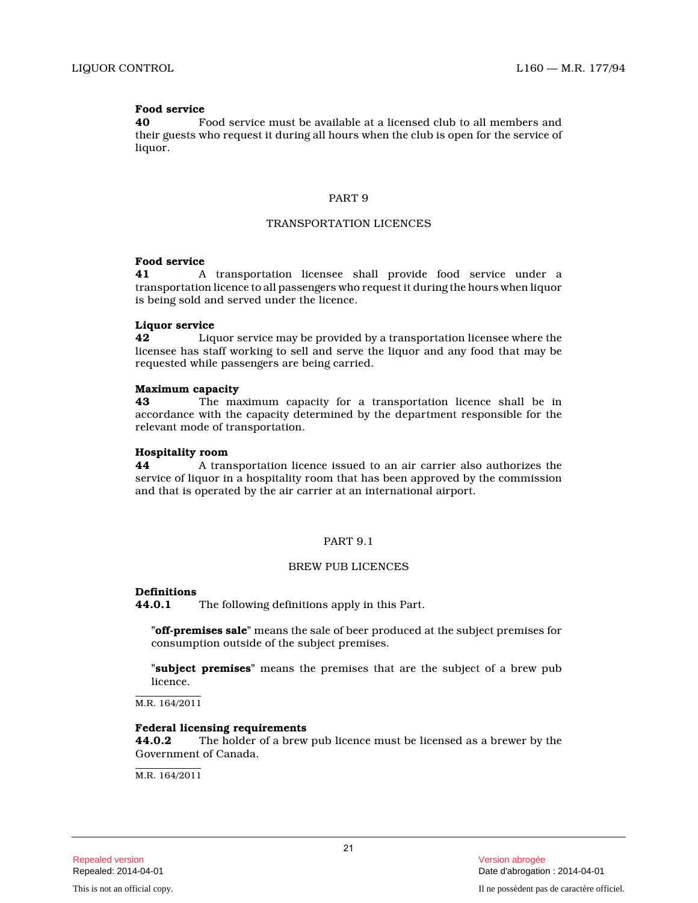**Food service**

**40** Food service must be available at a licensed club to all members and their guests who request it during all hours when the club is open for the service of liquor.

## PART 9

## TRANSPORTATION LICENCES

**Food service**

**41** A transportation licensee shall provide food service under a transportation licence to all passengers who request it during the hours when liquor is being sold and served under the licence.

**Liquor service**

**42** Liquor service may be provided by a transportation licensee where the licensee has staff working to sell and serve the liquor and any food that may be requested while passengers are being carried.

**Maximum capacity**

**43** The maximum capacity for a transportation licence shall be in accordance with the capacity determined by the department responsible for the relevant mode of transportation.

**Hospitality room**

**44** A transportation licence issued to an air carrier also authorizes the service of liquor in a hospitality room that has been approved by the commission and that is operated by the air carrier at an international airport.

## PART 9.1

## BREW PUB LICENCES

**Definitions**

**44.0.1** The following definitions apply in this Part.

"**off-premises sale**" means the sale of beer produced at the subject premises for consumption outside of the subject premises.

"**subject premises**" means the premises that are the subject of a brew pub licence.

M.R. 164/2011

**Federal licensing requirements**

**44.0.2** The holder of a brew pub licence must be licensed as a brewer by the Government of Canada.

M.R. 164/2011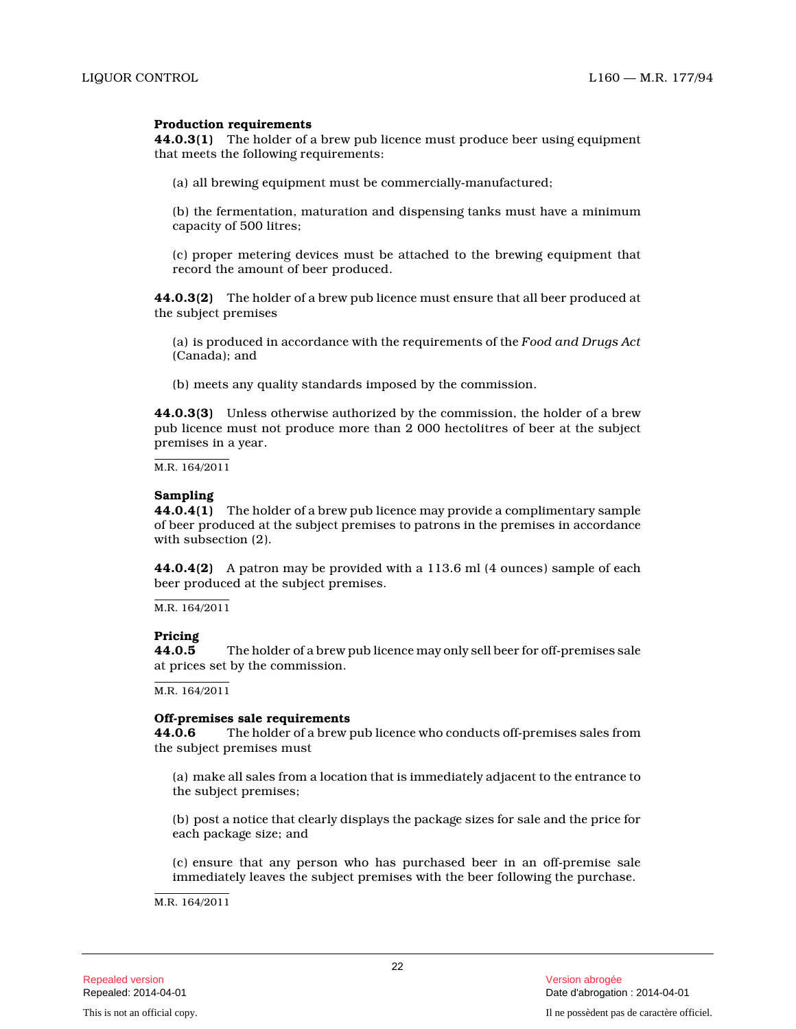**Production requirements**

**44.0.3(1)** The holder of a brew pub licence must produce beer using equipment that meets the following requirements:

(a) all brewing equipment must be commercially-manufactured;

(b) the fermentation, maturation and dispensing tanks must have a minimum capacity of 500 litres;

(c) proper metering devices must be attached to the brewing equipment that record the amount of beer produced.

**44.0.3(2)** The holder of a brew pub licence must ensure that all beer produced at the subject premises

(a) is produced in accordance with the requirements of the *Food and Drugs Act* (Canada); and

(b) meets any quality standards imposed by the commission.

**44.0.3(3)** Unless otherwise authorized by the commission, the holder of a brew pub licence must not produce more than 2 000 hectolitres of beer at the subject premises in a year.

M.R. 164/2011

**Sampling**

**44.0.4(1)** The holder of a brew pub licence may provide a complimentary sample of beer produced at the subject premises to patrons in the premises in accordance with subsection (2).

**44.0.4(2)** A patron may be provided with a 113.6 ml (4 ounces) sample of each beer produced at the subject premises.

M.R. 164/2011

**Pricing**

**44.0.5** The holder of a brew pub licence may only sell beer for off-premises sale at prices set by the commission.

M.R. 164/2011

**Off-premises sale requirements**

**44.0.6** The holder of a brew pub licence who conducts off-premises sales from the subject premises must

(a) make all sales from a location that is immediately adjacent to the entrance to the subject premises;

(b) post a notice that clearly displays the package sizes for sale and the price for each package size; and

(c) ensure that any person who has purchased beer in an off-premise sale immediately leaves the subject premises with the beer following the purchase.

M.R. 164/2011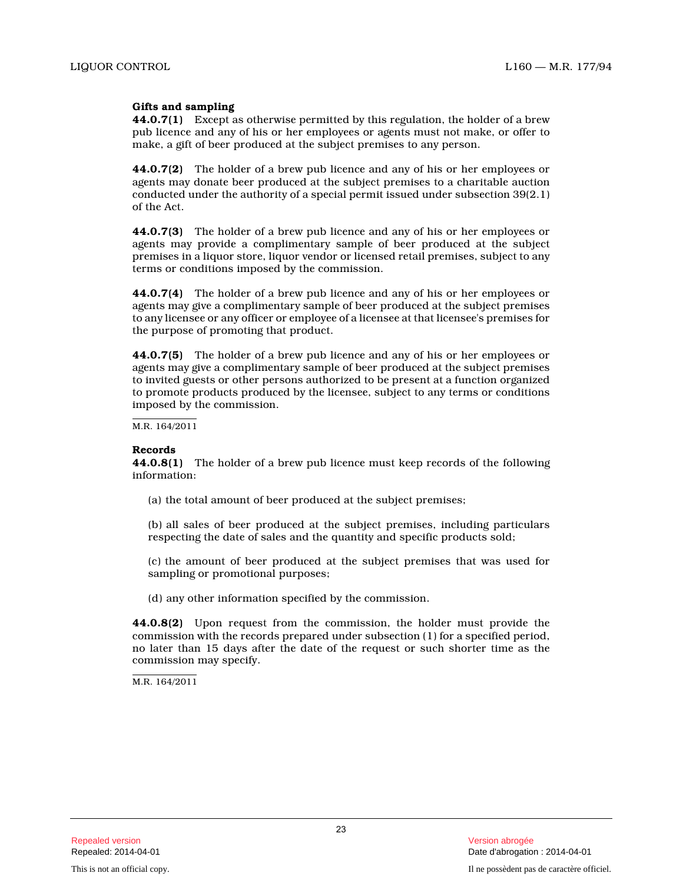**Gifts and sampling**

**44.0.7(1)** Except as otherwise permitted by this regulation, the holder of a brew pub licence and any of his or her employees or agents must not make, or offer to make, a gift of beer produced at the subject premises to any person.

**44.0.7(2)** The holder of a brew pub licence and any of his or her employees or agents may donate beer produced at the subject premises to a charitable auction conducted under the authority of a special permit issued under subsection 39(2.1) of the Act.

**44.0.7(3)** The holder of a brew pub licence and any of his or her employees or agents may provide a complimentary sample of beer produced at the subject premises in a liquor store, liquor vendor or licensed retail premises, subject to any terms or conditions imposed by the commission.

**44.0.7(4)** The holder of a brew pub licence and any of his or her employees or agents may give a complimentary sample of beer produced at the subject premises to any licensee or any officer or employee of a licensee at that licensee's premises for the purpose of promoting that product.

**44.0.7(5)** The holder of a brew pub licence and any of his or her employees or agents may give a complimentary sample of beer produced at the subject premises to invited guests or other persons authorized to be present at a function organized to promote products produced by the licensee, subject to any terms or conditions imposed by the commission.

M.R. 164/2011

**Records**

**44.0.8(1)** The holder of a brew pub licence must keep records of the following information:

(a) the total amount of beer produced at the subject premises;

(b) all sales of beer produced at the subject premises, including particulars respecting the date of sales and the quantity and specific products sold;

(c) the amount of beer produced at the subject premises that was used for sampling or promotional purposes;

(d) any other information specified by the commission.

**44.0.8(2)** Upon request from the commission, the holder must provide the commission with the records prepared under subsection (1) for a specified period, no later than 15 days after the date of the request or such shorter time as the commission may specify.

M.R. 164/2011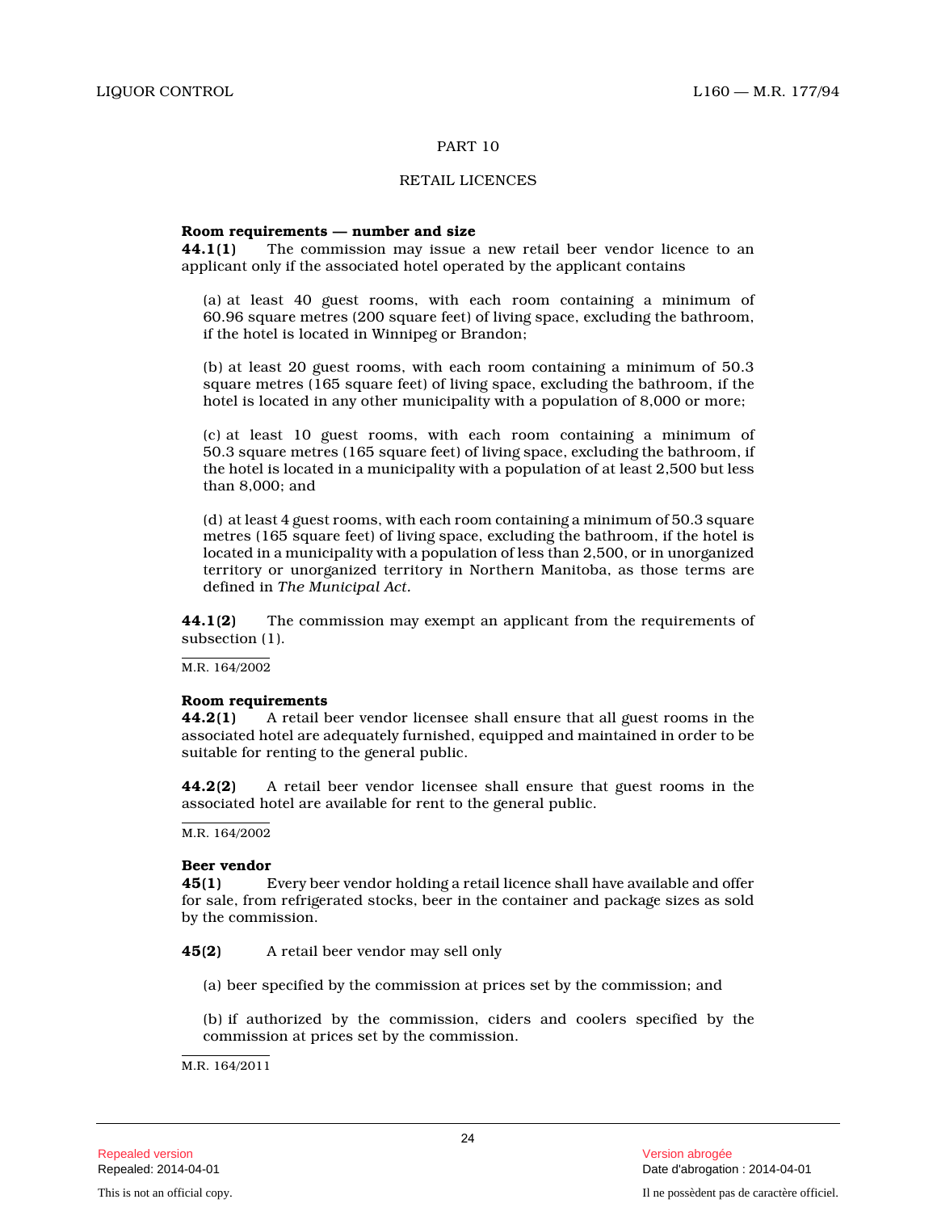PART 10

RETAIL LICENCES

**Room requirements — number and size**

**44.1(1)** The commission may issue a new retail beer vendor licence to an applicant only if the associated hotel operated by the applicant contains

(a) at least 40 guest rooms, with each room containing a minimum of 60.96 square metres (200 square feet) of living space, excluding the bathroom, if the hotel is located in Winnipeg or Brandon;

(b) at least 20 guest rooms, with each room containing a minimum of 50.3 square metres (165 square feet) of living space, excluding the bathroom, if the hotel is located in any other municipality with a population of 8,000 or more;

(c) at least 10 guest rooms, with each room containing a minimum of 50.3 square metres (165 square feet) of living space, excluding the bathroom, if the hotel is located in a municipality with a population of at least 2,500 but less than 8,000; and

(d) at least 4 guest rooms, with each room containing a minimum of 50.3 square metres (165 square feet) of living space, excluding the bathroom, if the hotel is located in a municipality with a population of less than 2,500, or in unorganized territory or unorganized territory in Northern Manitoba, as those terms are defined in *The Municipal Act*.

**44.1(2)** The commission may exempt an applicant from the requirements of subsection (1).

M.R. 164/2002

**Room requirements**

**44.2(1)** A retail beer vendor licensee shall ensure that all guest rooms in the associated hotel are adequately furnished, equipped and maintained in order to be suitable for renting to the general public.

**44.2(2)** A retail beer vendor licensee shall ensure that guest rooms in the associated hotel are available for rent to the general public.

M.R. 164/2002

**Beer vendor**

**45(1)** Every beer vendor holding a retail licence shall have available and offer for sale, from refrigerated stocks, beer in the container and package sizes as sold by the commission.

**45(2)** A retail beer vendor may sell only

(a) beer specified by the commission at prices set by the commission; and

(b) if authorized by the commission, ciders and coolers specified by the commission at prices set by the commission.

M.R. 164/2011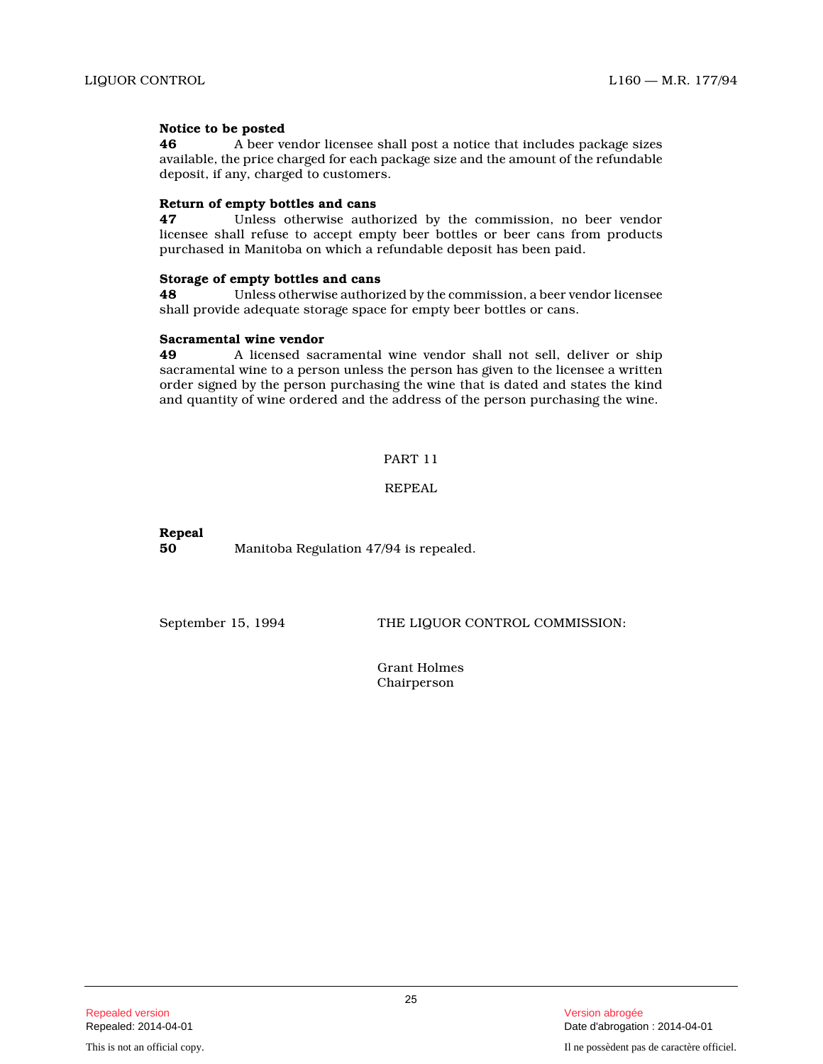**Notice to be posted**
**46** A beer vendor licensee shall post a notice that includes package sizes available, the price charged for each package size and the amount of the refundable deposit, if any, charged to customers.

**Return of empty bottles and cans**
**47** Unless otherwise authorized by the commission, no beer vendor licensee shall refuse to accept empty beer bottles or beer cans from products purchased in Manitoba on which a refundable deposit has been paid.

**Storage of empty bottles and cans**
**48** Unless otherwise authorized by the commission, a beer vendor licensee shall provide adequate storage space for empty beer bottles or cans.

**Sacramental wine vendor**
**49** A licensed sacramental wine vendor shall not sell, deliver or ship sacramental wine to a person unless the person has given to the licensee a written order signed by the person purchasing the wine that is dated and states the kind and quantity of wine ordered and the address of the person purchasing the wine.

## PART 11

## REPEAL

**Repeal**
**50** Manitoba Regulation 47/94 is repealed.

September 15, 1994 THE LIQUOR CONTROL COMMISSION:

Grant Holmes
Chairperson

Repealed version
Repealed: 2014-04-01

Version abrogée
Date d'abrogation : 2014-04-01

This is not an official copy.

Il ne possèdent pas de caractère officiel.